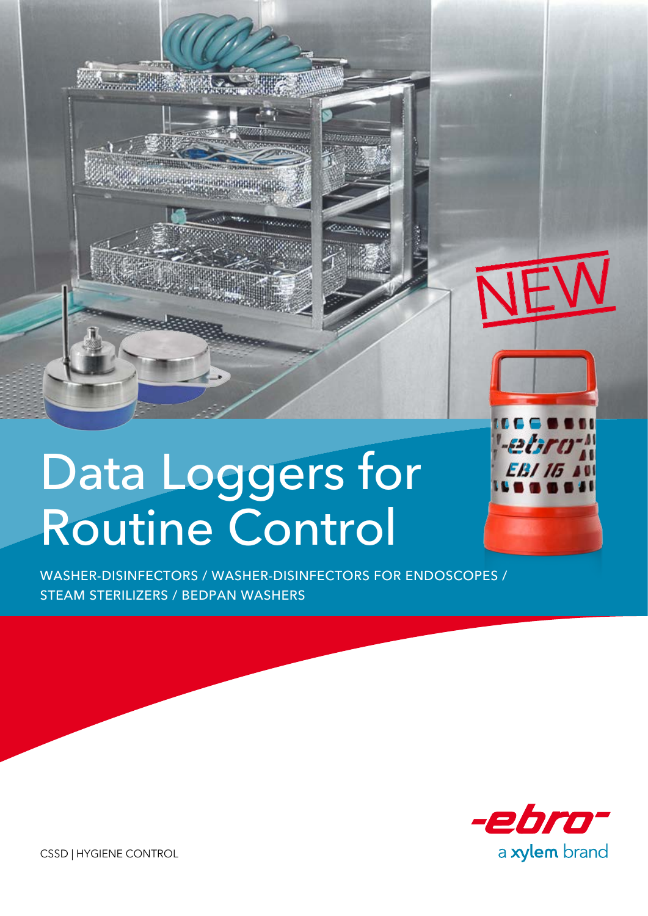NEW

# Data Loggers for Routine Control

WASHER-DISINFECTORS / WASHER-DISINFECTORS FOR ENDOSCOPES / STEAM STERILIZERS / BEDPAN WASHERS

CSSD | HYGIENE CONTROL

-ebro- a xylem brand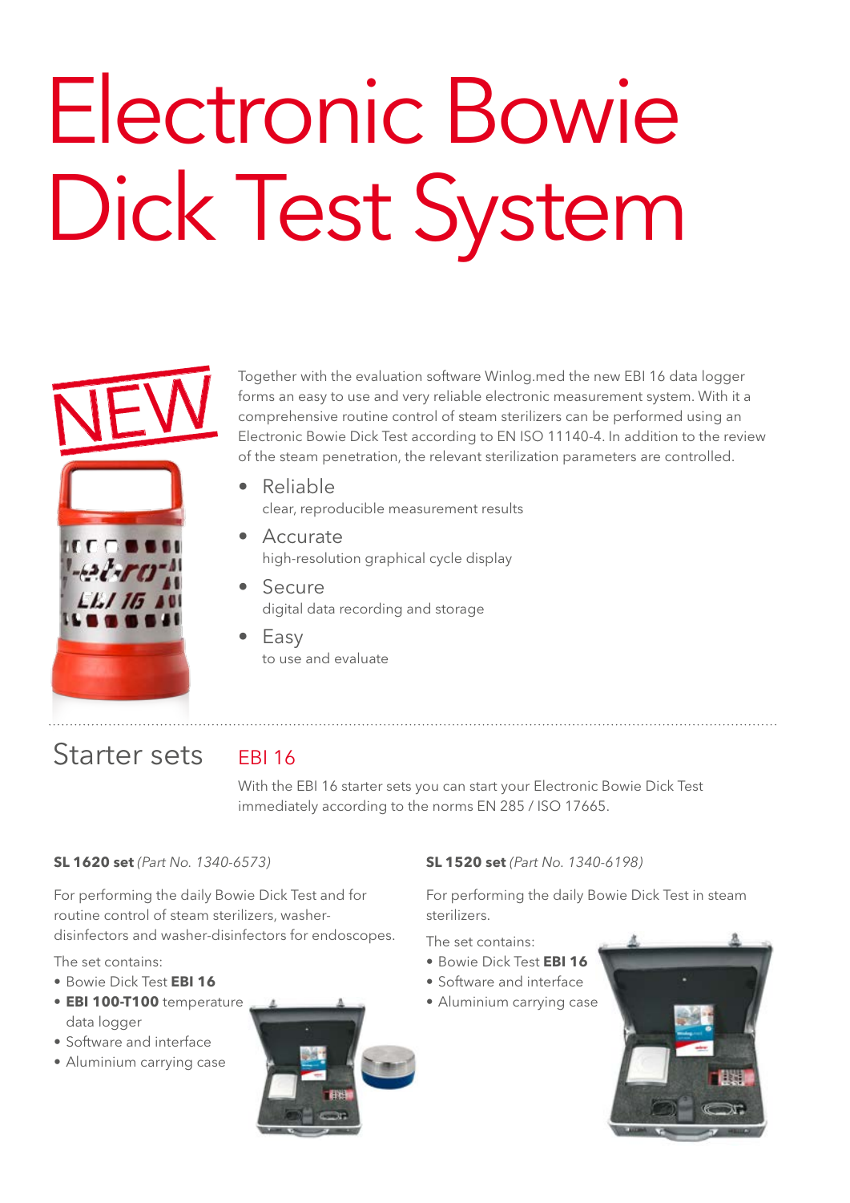# Electronic Bowie Dick Test System

NEW

Together with the evaluation software Winlog.med the new EBI 16 data logger forms an easy to use and very reliable electronic measurement system. With it a comprehensive routine control of steam sterilizers can be performed using an Electronic Bowie Dick Test according to EN ISO 11140-4. In addition to the review of the steam penetration, the relevant sterilization parameters are controlled.

- Reliable
  clear, reproducible measurement results
- Accurate
  high-resolution graphical cycle display
- Secure
  digital data recording and storage
- Easy
  to use and evaluate

## Starter sets

### EBI 16

With the EBI 16 starter sets you can start your Electronic Bowie Dick Test immediately according to the norms EN 285 / ISO 17665.

**SL 1620 set** *(Part No. 1340-6573)*

For performing the daily Bowie Dick Test and for routine control of steam sterilizers, washer-disinfectors and washer-disinfectors for endoscopes.

The set contains:

- Bowie Dick Test **EBI 16**
- **EBI 100-T100** temperature data logger
- Software and interface
- Aluminium carrying case

**SL 1520 set** *(Part No. 1340-6198)*

For performing the daily Bowie Dick Test in steam sterilizers.

The set contains:

- Bowie Dick Test **EBI 16**
- Software and interface
- Aluminium carrying case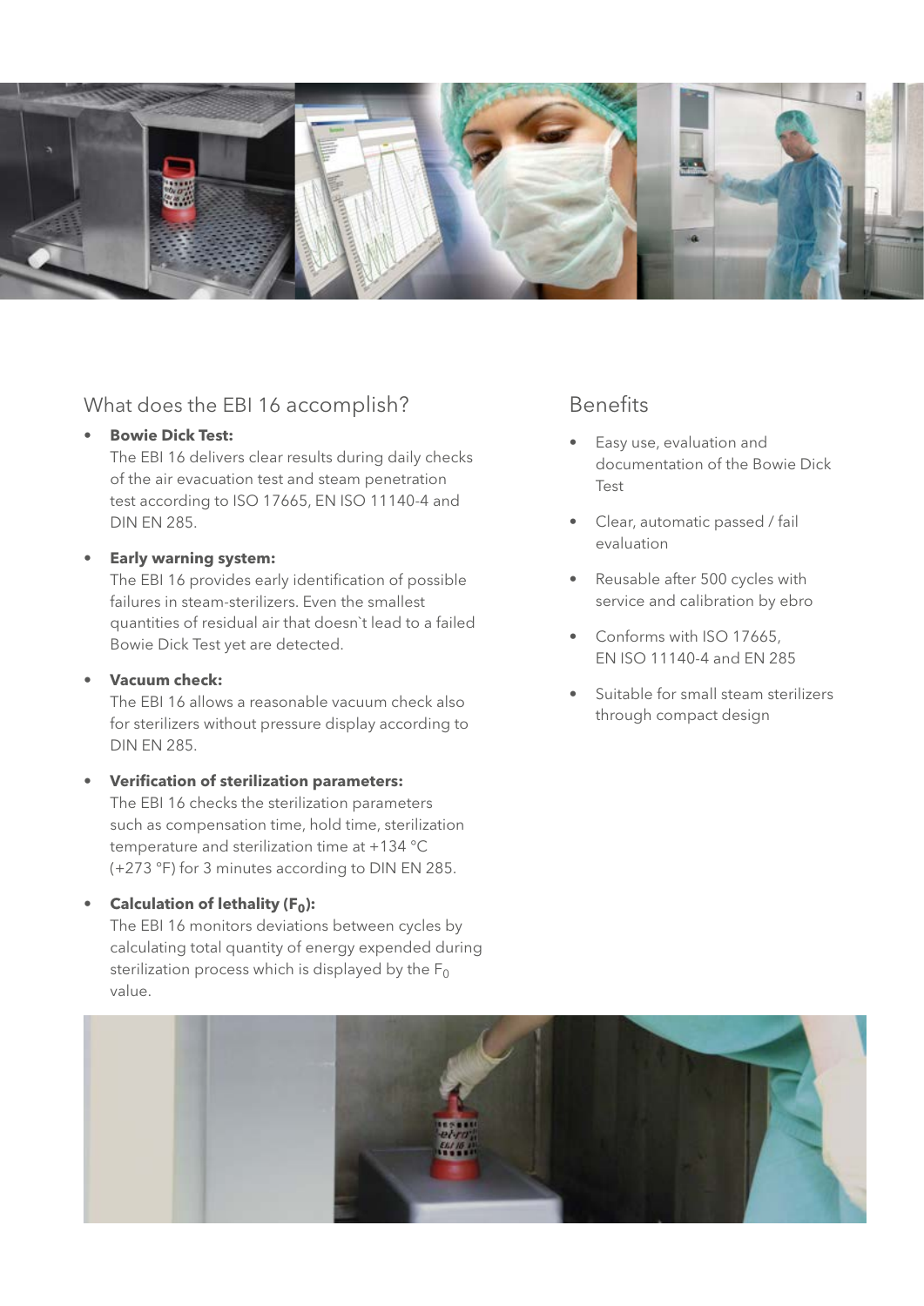## What does the EBI 16 accomplish?

- **Bowie Dick Test:**
  The EBI 16 delivers clear results during daily checks of the air evacuation test and steam penetration test according to ISO 17665, EN ISO 11140-4 and DIN EN 285.

- **Early warning system:**
  The EBI 16 provides early identification of possible failures in steam-sterilizers. Even the smallest quantities of residual air that doesn`t lead to a failed Bowie Dick Test yet are detected.

- **Vacuum check:**
  The EBI 16 allows a reasonable vacuum check also for sterilizers without pressure display according to DIN EN 285.

- **Verification of sterilization parameters:**
  The EBI 16 checks the sterilization parameters such as compensation time, hold time, sterilization temperature and sterilization time at +134 °C (+273 °F) for 3 minutes according to DIN EN 285.

- **Calculation of lethality ($F_0$):**
  The EBI 16 monitors deviations between cycles by calculating total quantity of energy expended during sterilization process which is displayed by the $F_0$ value.

## Benefits

- Easy use, evaluation and documentation of the Bowie Dick Test
- Clear, automatic passed / fail evaluation
- Reusable after 500 cycles with service and calibration by ebro
- Conforms with ISO 17665, EN ISO 11140-4 and EN 285
- Suitable for small steam sterilizers through compact design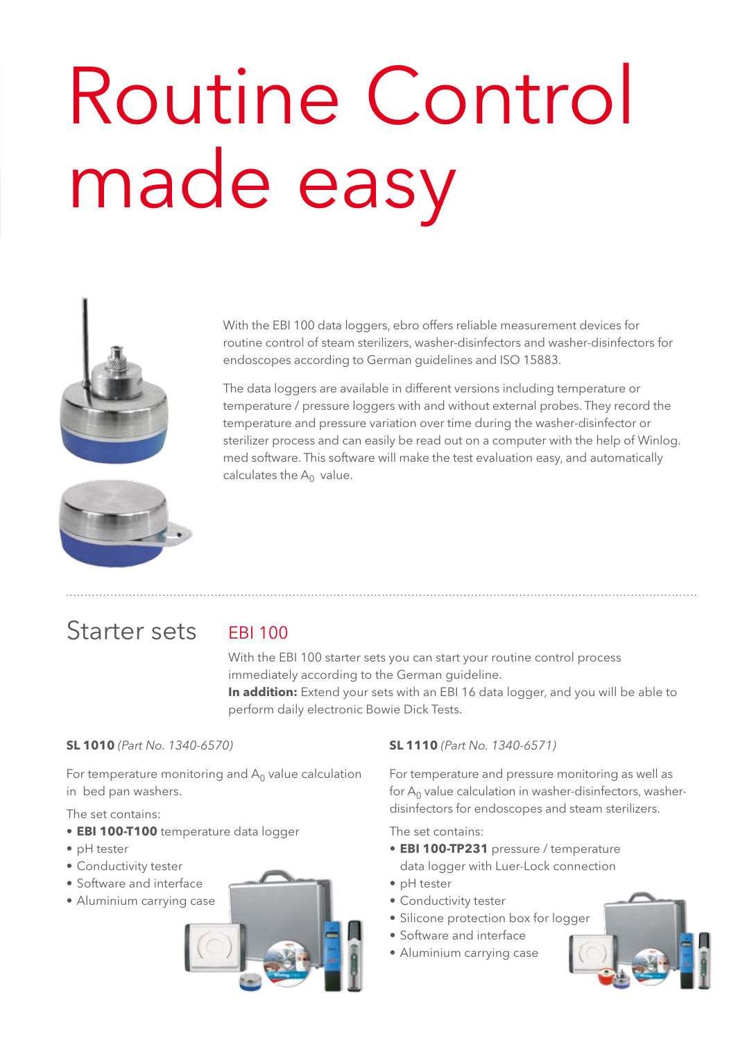# Routine Control made easy

With the EBI 100 data loggers, ebro offers reliable measurement devices for routine control of steam sterilizers, washer-disinfectors and washer-disinfectors for endoscopes according to German guidelines and ISO 15883.

The data loggers are available in different versions including temperature or temperature / pressure loggers with and without external probes. They record the temperature and pressure variation over time during the washer-disinfector or sterilizer process and can easily be read out on a computer with the help of Winlog.med software. This software will make the test evaluation easy, and automatically calculates the $A_0$ value.

## Starter sets

### EBI 100

With the EBI 100 starter sets you can start your routine control process immediately according to the German guideline.
**In addition:** Extend your sets with an EBI 16 data logger, and you will be able to perform daily electronic Bowie Dick Tests.

**SL 1010** *(Part No. 1340-6570)*

For temperature monitoring and $A_0$ value calculation in bed pan washers.

The set contains:

- **EBI 100-T100** temperature data logger
- pH tester
- Conductivity tester
- Software and interface
- Aluminium carrying case

**SL 1110** *(Part No. 1340-6571)*

For temperature and pressure monitoring as well as for $A_0$ value calculation in washer-disinfectors, washer-disinfectors for endoscopes and steam sterilizers.

The set contains:

- **EBI 100-TP231** pressure / temperature data logger with Luer-Lock connection
- pH tester
- Conductivity tester
- Silicone protection box for logger
- Software and interface
- Aluminium carrying case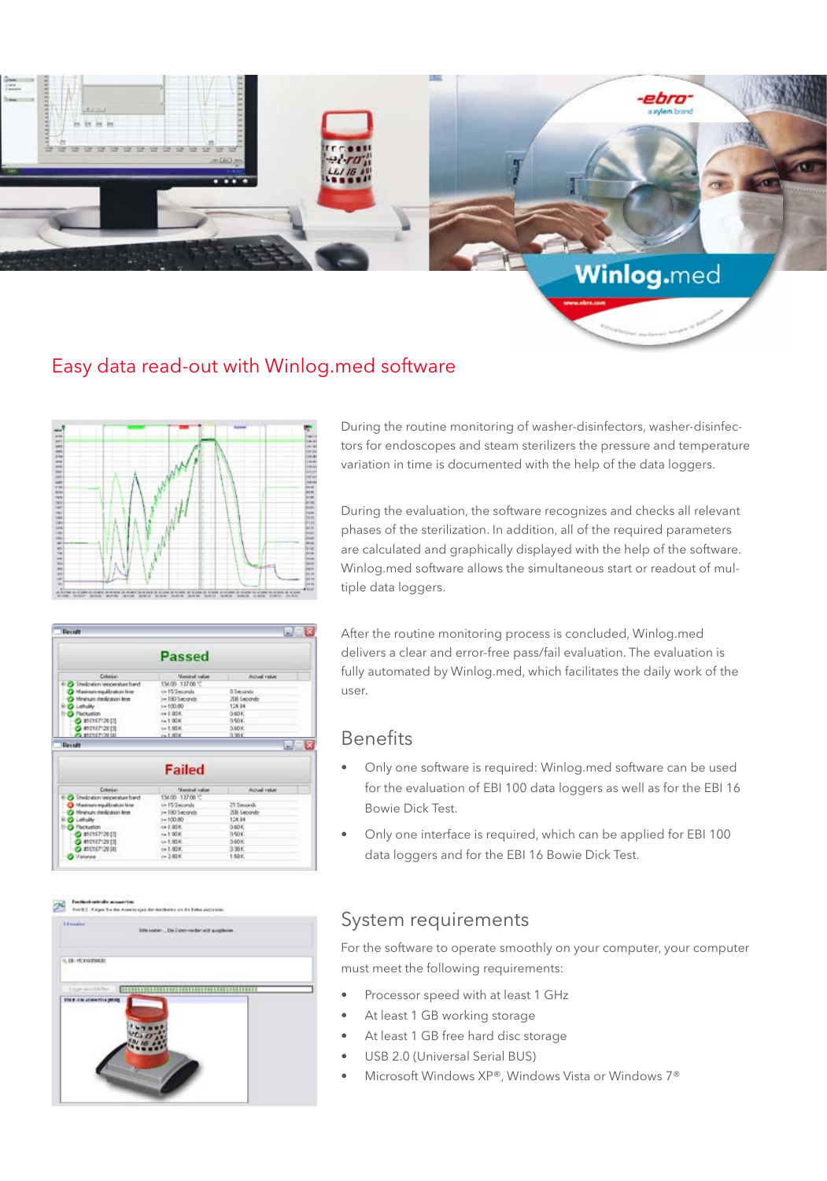## Easy data read-out with Winlog.med software

During the routine monitoring of washer-disinfectors, washer-disinfectors for endoscopes and steam sterilizers the pressure and temperature variation in time is documented with the help of the data loggers.

During the evaluation, the software recognizes and checks all relevant phases of the sterilization. In addition, all of the required parameters are calculated and graphically displayed with the help of the software. Winlog.med software allows the simultaneous start or readout of multiple data loggers.

After the routine monitoring process is concluded, Winlog.med delivers a clear and error-free pass/fail evaluation. The evaluation is fully automated by Winlog.med, which facilitates the daily work of the user.

### Benefits

- Only one software is required: Winlog.med software can be used for the evaluation of EBI 100 data loggers as well as for the EBI 16 Bowie Dick Test.
- Only one interface is required, which can be applied for EBI 100 data loggers and for the EBI 16 Bowie Dick Test.

### System requirements

For the software to operate smoothly on your computer, your computer must meet the following requirements:

- Processor speed with at least 1 GHz
- At least 1 GB working storage
- At least 1 GB free hard disc storage
- USB 2.0 (Universal Serial BUS)
- Microsoft Windows XP®, Windows Vista or Windows 7®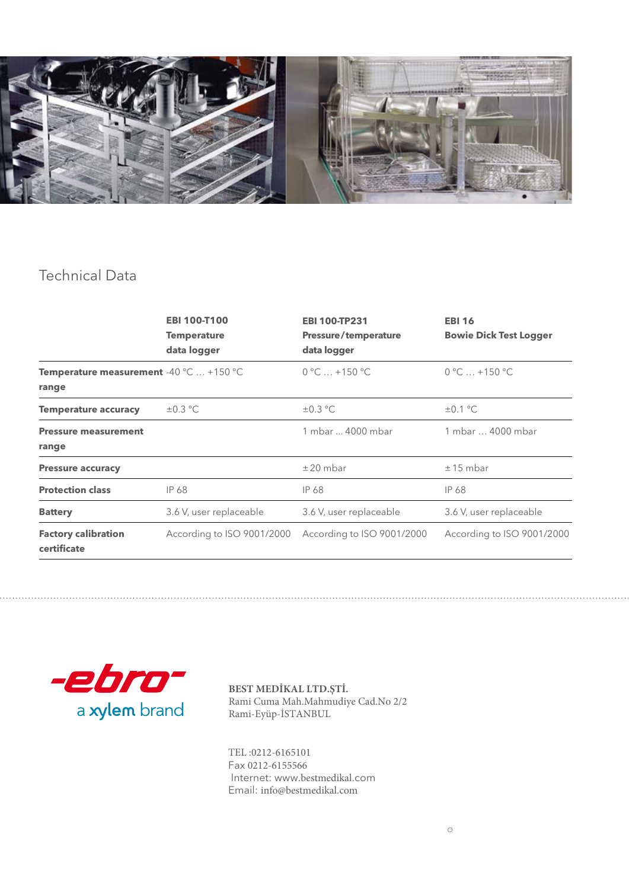## Technical Data

| | **EBI 100-T100 Temperature data logger** | **EBI 100-TP231 Pressure/temperature data logger** | **EBI 16 Bowie Dick Test Logger** |
|---|---|---|---|
| **Temperature measurement range** | -40 °C … +150 °C | 0 °C … +150 °C | 0 °C … +150 °C |
| **Temperature accuracy** | ±0.3 °C | ±0.3 °C | ±0.1 °C |
| **Pressure measurement range** | | 1 mbar ... 4000 mbar | 1 mbar … 4000 mbar |
| **Pressure accuracy** | | ± 20 mbar | ± 15 mbar |
| **Protection class** | IP 68 | IP 68 | IP 68 |
| **Battery** | 3.6 V, user replaceable | 3.6 V, user replaceable | 3.6 V, user replaceable |
| **Factory calibration certificate** | According to ISO 9001/2000 | According to ISO 9001/2000 | According to ISO 9001/2000 |

-ebro-
a xylem brand

BEST MEDİKAL LTD.ŞTİ.
Rami Cuma Mah.Mahmudiye Cad.No 2/2
Rami-Eyüp-İSTANBUL

TEL :0212-6165101
Fax 0212-6155566
Internet: www.bestmedikal.com
Email: info@bestmedikal.com